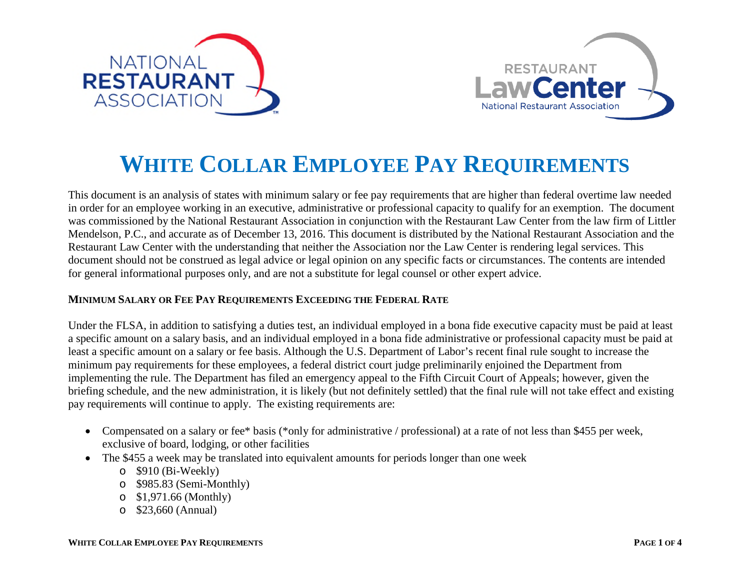# WHITE COLLAR EMPLOYEE PAY REQUIREMENTS

This document is an analysis of states with minimum salary or fee pay requirements that are higher than federal overtime law needed in order for an employee working in an executive, administrative or professional capacity to qualify for an exemption. The document was commissioned by the National Restaurant Association in conjunction with the Restaurant Law Center from the law firm of Littler Mendelson, P.C., and accurate as of December 13, 2016. This document is distributed by the National Restaurant Association and the Restaurant Law Center with the understanding that neither the Association nor the Law Center is rendering legal services. This document should not be construed as legal advice or legal opinion on any specific facts or circumstances. The contents are intended for general informational purposes only, and are not a substitute for legal counsel or other expert advice.

## MINIMUM SALARY OR FEE PAY REQUIREMENTS EXCEEDING THE FEDERAL RATE

Under the FLSA, in addition to satisfying a duties test, an individual employed in a bona fide executive capacity must be paid at least a specific amount on a salary basis, and an individual employed in a bona fide administrative or professional capacity must be paid at least a specific amount on a salary or fee basis. Although the U.S. Department of Labor's recent final rule sought to increase the minimum pay requirements for these employees, a federal district court judge preliminarily enjoined the Department from implementing the rule. The Department has filed an emergency appeal to the Fifth Circuit Court of Appeals; however, given the briefing schedule, and the new administration, it is likely (but not definitely settled) that the final rule will not take effect and existing pay requirements will continue to apply. The existing requirements are:

- Compensated on a salary or fee* basis (*only for administrative / professional) at a rate of not less than $455 per week, exclusive of board, lodging, or other facilities
- The $455 a week may be translated into equivalent amounts for periods longer than one week
  - $910 (Bi-Weekly)
  - $985.83 (Semi-Monthly)
  - $1,971.66 (Monthly)
  - $23,660 (Annual)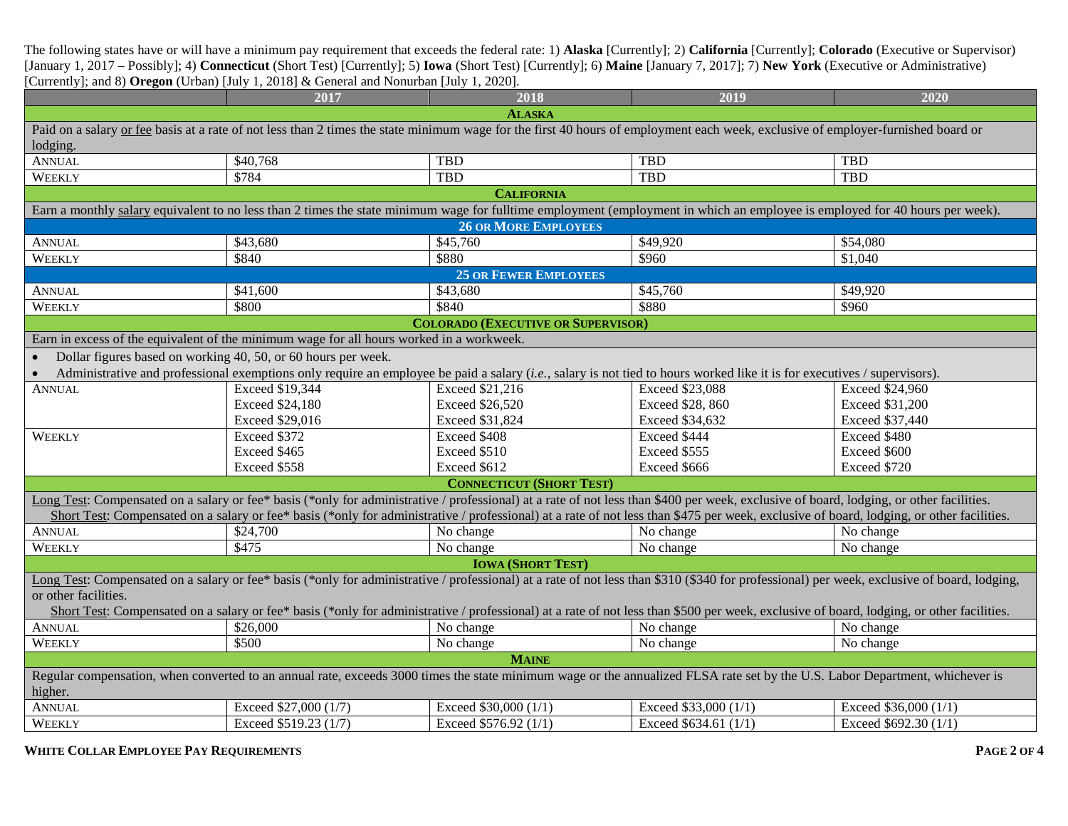The following states have or will have a minimum pay requirement that exceeds the federal rate: 1) **Alaska** [Currently]; 2) **California** [Currently]; **Colorado** (Executive or Supervisor) [January 1, 2017 – Possibly]; 4) **Connecticut** (Short Test) [Currently]; 5) **Iowa** (Short Test) [Currently]; 6) **Maine** [January 7, 2017]; 7) **New York** (Executive or Administrative) [Currently]; and 8) **Oregon** (Urban) [July 1, 2018] & General and Nonurban [July 1, 2020].

| | 2017 | 2018 | 2019 | 2020 |
|---|---|---|---|---|
| **ALASKA** | | | | |
| Paid on a salary or fee basis at a rate of not less than 2 times the state minimum wage for the first 40 hours of employment each week, exclusive of employer-furnished board or lodging. | | | | |
| ANNUAL | $40,768 | TBD | TBD | TBD |
| WEEKLY | $784 | TBD | TBD | TBD |
| **CALIFORNIA** | | | | |
| Earn a monthly salary equivalent to no less than 2 times the state minimum wage for fulltime employment (employment in which an employee is employed for 40 hours per week). | | | | |
| **26 OR MORE EMPLOYEES** | | | | |
| ANNUAL | $43,680 | $45,760 | $49,920 | $54,080 |
| WEEKLY | $840 | $880 | $960 | $1,040 |
| **25 OR FEWER EMPLOYEES** | | | | |
| ANNUAL | $41,600 | $43,680 | $45,760 | $49,920 |
| WEEKLY | $800 | $840 | $880 | $960 |
| **COLORADO (EXECUTIVE OR SUPERVISOR)** | | | | |
| Earn in excess of the equivalent of the minimum wage for all hours worked in a workweek. | | | | |
| • Dollar figures based on working 40, 50, or 60 hours per week.<br>• Administrative and professional exemptions only require an employee be paid a salary (*i.e.*, salary is not tied to hours worked like it is for executives / supervisors). | | | | |
| ANNUAL | Exceed $19,344<br>Exceed $24,180<br>Exceed $29,016 | Exceed $21,216<br>Exceed $26,520<br>Exceed $31,824 | Exceed $23,088<br>Exceed $28, 860<br>Exceed $34,632 | Exceed $24,960<br>Exceed $31,200<br>Exceed $37,440 |
| WEEKLY | Exceed $372<br>Exceed $465<br>Exceed $558 | Exceed $408<br>Exceed $510<br>Exceed $612 | Exceed $444<br>Exceed $555<br>Exceed $666 | Exceed $480<br>Exceed $600<br>Exceed $720 |
| **CONNECTICUT (SHORT TEST)** | | | | |
| Long Test: Compensated on a salary or fee* basis (*only for administrative / professional) at a rate of not less than $400 per week, exclusive of board, lodging, or other facilities.<br>Short Test: Compensated on a salary or fee* basis (*only for administrative / professional) at a rate of not less than $475 per week, exclusive of board, lodging, or other facilities. | | | | |
| ANNUAL | $24,700 | No change | No change | No change |
| WEEKLY | $475 | No change | No change | No change |
| **IOWA (SHORT TEST)** | | | | |
| Long Test: Compensated on a salary or fee* basis (*only for administrative / professional) at a rate of not less than $310 ($340 for professional) per week, exclusive of board, lodging, or other facilities.<br>Short Test: Compensated on a salary or fee* basis (*only for administrative / professional) at a rate of not less than $500 per week, exclusive of board, lodging, or other facilities. | | | | |
| ANNUAL | $26,000 | No change | No change | No change |
| WEEKLY | $500 | No change | No change | No change |
| **MAINE** | | | | |
| Regular compensation, when converted to an annual rate, exceeds 3000 times the state minimum wage or the annualized FLSA rate set by the U.S. Labor Department, whichever is higher. | | | | |
| ANNUAL | Exceed $27,000 (1/7) | Exceed $30,000 (1/1) | Exceed $33,000 (1/1) | Exceed $36,000 (1/1) |
| WEEKLY | Exceed $519.23 (1/7) | Exceed $576.92 (1/1) | Exceed $634.61 (1/1) | Exceed $692.30 (1/1) |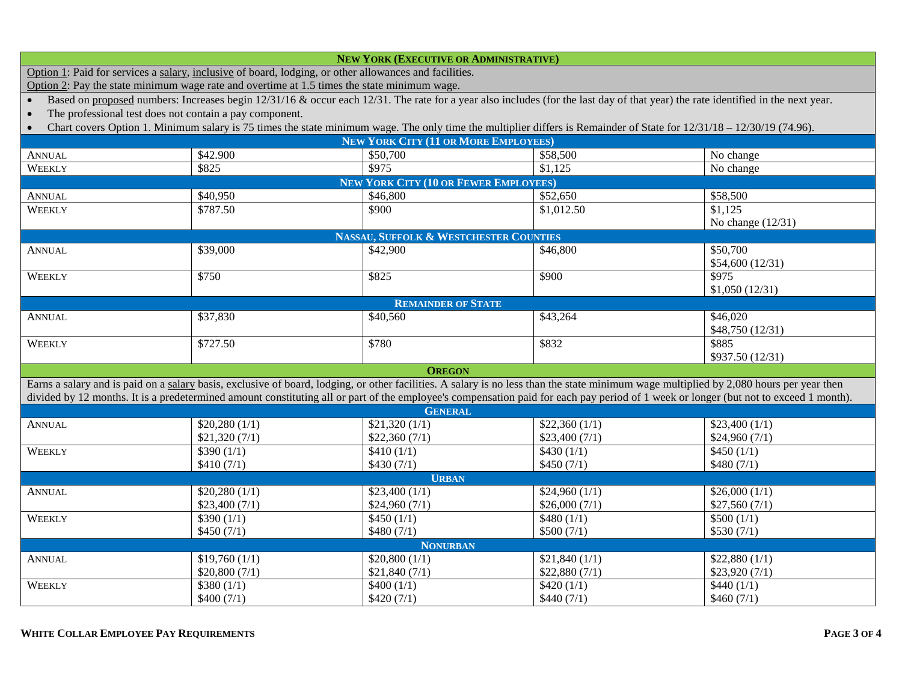| **New York (Executive or Administrative)** | | | | |
|---|---|---|---|---|
| Option 1: Paid for services a salary, inclusive of board, lodging, or other allowances and facilities. Option 2: Pay the state minimum wage rate and overtime at 1.5 times the state minimum wage. | | | | |
| • Based on proposed numbers: Increases begin 12/31/16 & occur each 12/31. The rate for a year also includes (for the last day of that year) the rate identified in the next year. • The professional test does not contain a pay component. • Chart covers Option 1. Minimum salary is 75 times the state minimum wage. The only time the multiplier differs is Remainder of State for 12/31/18 – 12/30/19 (74.96). | | | | |
| **New York City (11 or More Employees)** | | | | |
| Annual | $42.900 | $50,700 | $58,500 | No change |
| Weekly | $825 | $975 | $1,125 | No change |
| **New York City (10 or Fewer Employees)** | | | | |
| Annual | $40,950 | $46,800 | $52,650 | $58,500 |
| Weekly | $787.50 | $900 | $1,012.50 | $1,125<br>No change (12/31) |
| **Nassau, Suffolk & Westchester Counties** | | | | |
| Annual | $39,000 | $42,900 | $46,800 | $50,700<br>$54,600 (12/31) |
| Weekly | $750 | $825 | $900 | $975<br>$1,050 (12/31) |
| **Remainder of State** | | | | |
| Annual | $37,830 | $40,560 | $43,264 | $46,020<br>$48,750 (12/31) |
| Weekly | $727.50 | $780 | $832 | $885<br>$937.50 (12/31) |
| **Oregon** | | | | |
| Earns a salary and is paid on a salary basis, exclusive of board, lodging, or other facilities. A salary is no less than the state minimum wage multiplied by 2,080 hours per year then divided by 12 months. It is a predetermined amount constituting all or part of the employee's compensation paid for each pay period of 1 week or longer (but not to exceed 1 month). | | | | |
| **General** | | | | |
| Annual | $20,280 (1/1)<br>$21,320 (7/1) | $21,320 (1/1)<br>$22,360 (7/1) | $22,360 (1/1)<br>$23,400 (7/1) | $23,400 (1/1)<br>$24,960 (7/1) |
| Weekly | $390 (1/1)<br>$410 (7/1) | $410 (1/1)<br>$430 (7/1) | $430 (1/1)<br>$450 (7/1) | $450 (1/1)<br>$480 (7/1) |
| **Urban** | | | | |
| Annual | $20,280 (1/1)<br>$23,400 (7/1) | $23,400 (1/1)<br>$24,960 (7/1) | $24,960 (1/1)<br>$26,000 (7/1) | $26,000 (1/1)<br>$27,560 (7/1) |
| Weekly | $390 (1/1)<br>$450 (7/1) | $450 (1/1)<br>$480 (7/1) | $480 (1/1)<br>$500 (7/1) | $500 (1/1)<br>$530 (7/1) |
| **Nonurban** | | | | |
| Annual | $19,760 (1/1)<br>$20,800 (7/1) | $20,800 (1/1)<br>$21,840 (7/1) | $21,840 (1/1)<br>$22,880 (7/1) | $22,880 (1/1)<br>$23,920 (7/1) |
| Weekly | $380 (1/1)<br>$400 (7/1) | $400 (1/1)<br>$420 (7/1) | $420 (1/1)<br>$440 (7/1) | $440 (1/1)<br>$460 (7/1) |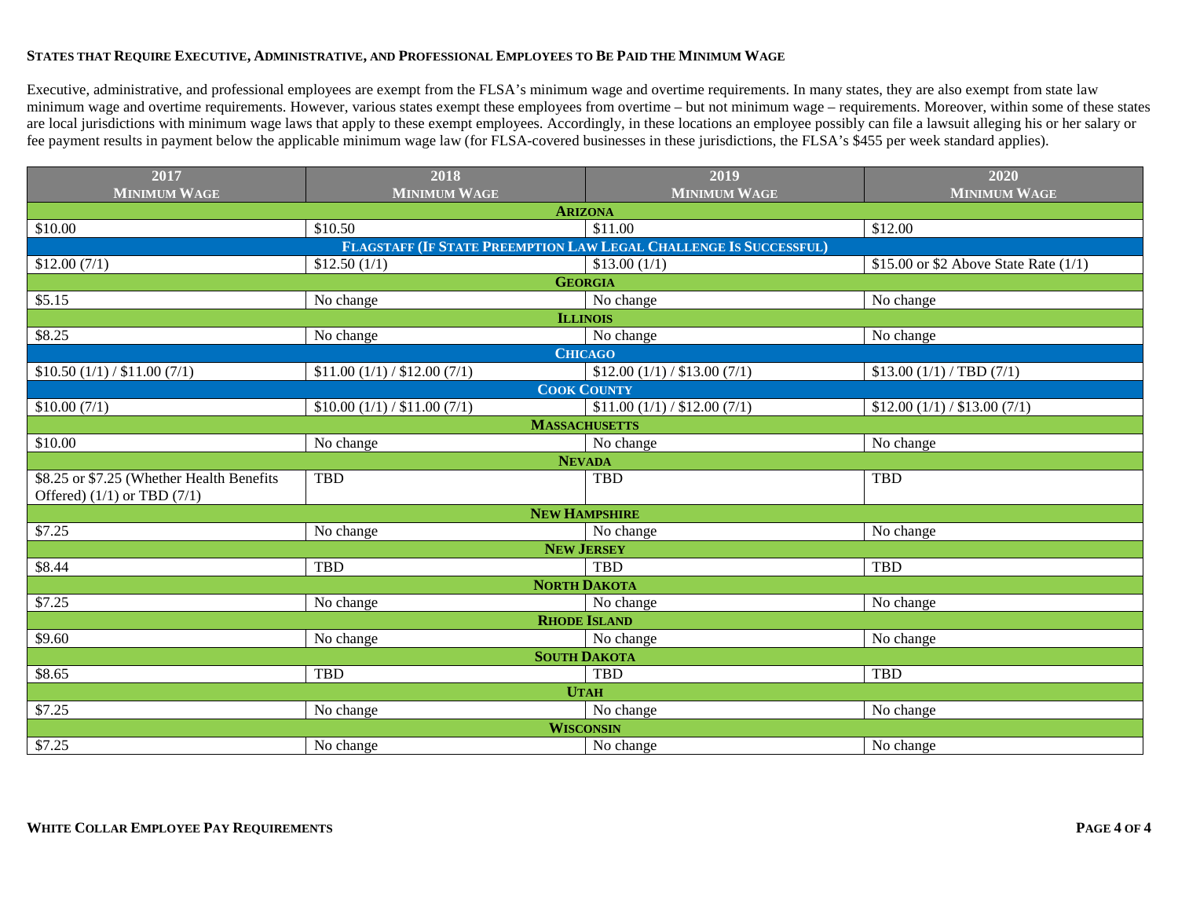## States that Require Executive, Administrative, and Professional Employees to Be Paid the Minimum Wage

Executive, administrative, and professional employees are exempt from the FLSA's minimum wage and overtime requirements. In many states, they are also exempt from state law minimum wage and overtime requirements. However, various states exempt these employees from overtime – but not minimum wage – requirements. Moreover, within some of these states are local jurisdictions with minimum wage laws that apply to these exempt employees. Accordingly, in these locations an employee possibly can file a lawsuit alleging his or her salary or fee payment results in payment below the applicable minimum wage law (for FLSA-covered businesses in these jurisdictions, the FLSA's $455 per week standard applies).

| 2017 Minimum Wage | 2018 Minimum Wage | 2019 Minimum Wage | 2020 Minimum Wage |
|---|---|---|---|
| **Arizona** | | | |
| $10.00 | $10.50 | $11.00 | $12.00 |
| **Flagstaff (If State Preemption Law Legal Challenge Is Successful)** | | | |
| $12.00 (7/1) | $12.50 (1/1) | $13.00 (1/1) | $15.00 or $2 Above State Rate (1/1) |
| **Georgia** | | | |
| $5.15 | No change | No change | No change |
| **Illinois** | | | |
| $8.25 | No change | No change | No change |
| **Chicago** | | | |
| $10.50 (1/1) / $11.00 (7/1) | $11.00 (1/1) / $12.00 (7/1) | $12.00 (1/1) / $13.00 (7/1) | $13.00 (1/1) / TBD (7/1) |
| **Cook County** | | | |
| $10.00 (7/1) | $10.00 (1/1) / $11.00 (7/1) | $11.00 (1/1) / $12.00 (7/1) | $12.00 (1/1) / $13.00 (7/1) |
| **Massachusetts** | | | |
| $10.00 | No change | No change | No change |
| **Nevada** | | | |
| $8.25 or $7.25 (Whether Health Benefits Offered) (1/1) or TBD (7/1) | TBD | TBD | TBD |
| **New Hampshire** | | | |
| $7.25 | No change | No change | No change |
| **New Jersey** | | | |
| $8.44 | TBD | TBD | TBD |
| **North Dakota** | | | |
| $7.25 | No change | No change | No change |
| **Rhode Island** | | | |
| $9.60 | No change | No change | No change |
| **South Dakota** | | | |
| $8.65 | TBD | TBD | TBD |
| **Utah** | | | |
| $7.25 | No change | No change | No change |
| **Wisconsin** | | | |
| $7.25 | No change | No change | No change |